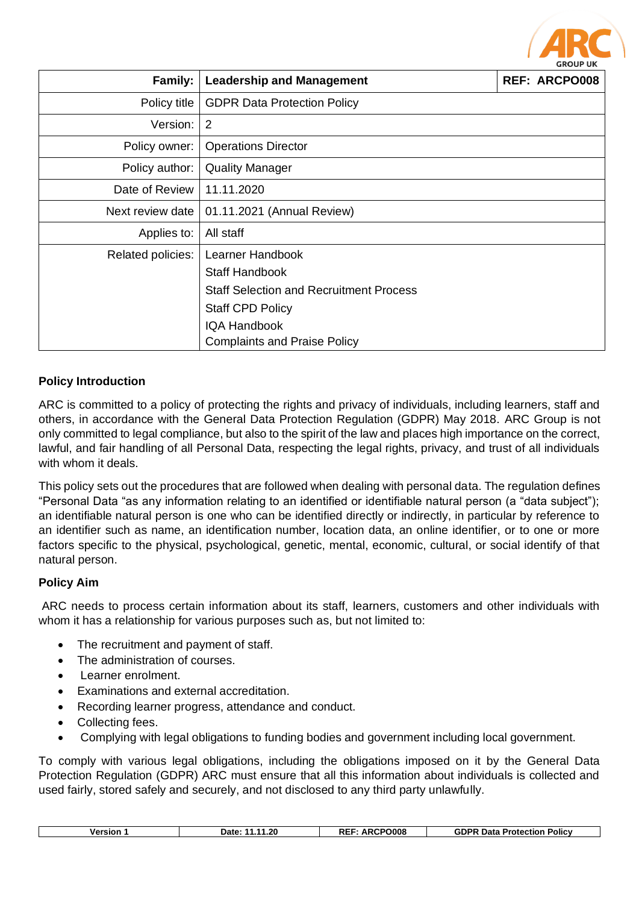| Family: | Leadership and Management | REF: ARCPO008 |
|---:|---|---|
| Policy title | GDPR Data Protection Policy | |
| Version: | 2 | |
| Policy owner: | Operations Director | |
| Policy author: | Quality Manager | |
| Date of Review | 11.11.2020 | |
| Next review date | 01.11.2021 (Annual Review) | |
| Applies to: | All staff | |
| Related policies: | Learner Handbook<br>Staff Handbook<br>Staff Selection and Recruitment Process<br>Staff CPD Policy<br>IQA Handbook<br>Complaints and Praise Policy | |

**Policy Introduction**

ARC is committed to a policy of protecting the rights and privacy of individuals, including learners, staff and others, in accordance with the General Data Protection Regulation (GDPR) May 2018. ARC Group is not only committed to legal compliance, but also to the spirit of the law and places high importance on the correct, lawful, and fair handling of all Personal Data, respecting the legal rights, privacy, and trust of all individuals with whom it deals.

This policy sets out the procedures that are followed when dealing with personal data. The regulation defines "Personal Data "as any information relating to an identified or identifiable natural person (a "data subject"); an identifiable natural person is one who can be identified directly or indirectly, in particular by reference to an identifier such as name, an identification number, location data, an online identifier, or to one or more factors specific to the physical, psychological, genetic, mental, economic, cultural, or social identify of that natural person.

**Policy Aim**

ARC needs to process certain information about its staff, learners, customers and other individuals with whom it has a relationship for various purposes such as, but not limited to:

- The recruitment and payment of staff.
- The administration of courses.
- Learner enrolment.
- Examinations and external accreditation.
- Recording learner progress, attendance and conduct.
- Collecting fees.
- Complying with legal obligations to funding bodies and government including local government.

To comply with various legal obligations, including the obligations imposed on it by the General Data Protection Regulation (GDPR) ARC must ensure that all this information about individuals is collected and used fairly, stored safely and securely, and not disclosed to any third party unlawfully.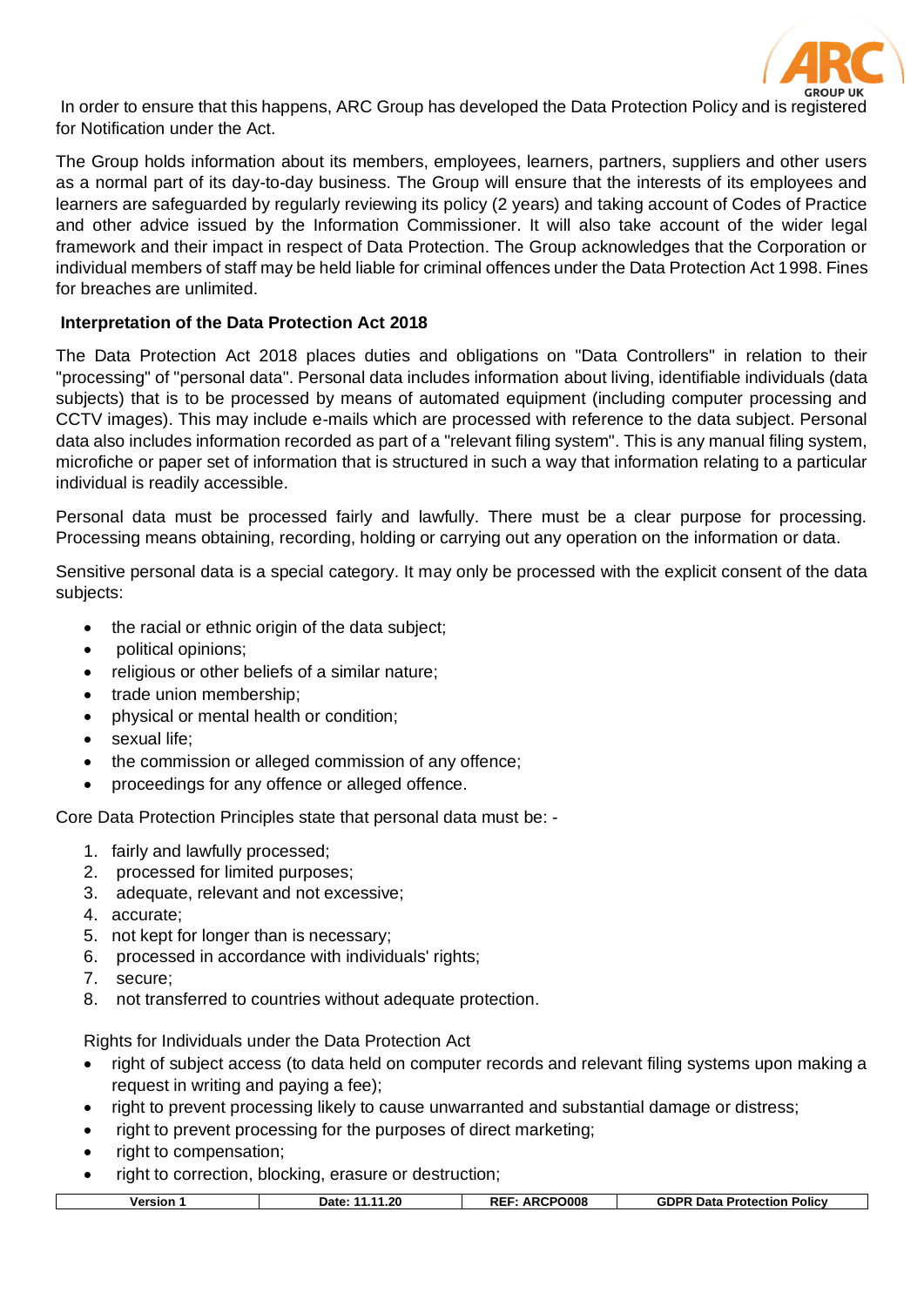In order to ensure that this happens, ARC Group has developed the Data Protection Policy and is registered for Notification under the Act.

The Group holds information about its members, employees, learners, partners, suppliers and other users as a normal part of its day-to-day business. The Group will ensure that the interests of its employees and learners are safeguarded by regularly reviewing its policy (2 years) and taking account of Codes of Practice and other advice issued by the Information Commissioner. It will also take account of the wider legal framework and their impact in respect of Data Protection. The Group acknowledges that the Corporation or individual members of staff may be held liable for criminal offences under the Data Protection Act 1998. Fines for breaches are unlimited.

**Interpretation of the Data Protection Act 2018**

The Data Protection Act 2018 places duties and obligations on "Data Controllers" in relation to their "processing" of "personal data". Personal data includes information about living, identifiable individuals (data subjects) that is to be processed by means of automated equipment (including computer processing and CCTV images). This may include e-mails which are processed with reference to the data subject. Personal data also includes information recorded as part of a "relevant filing system". This is any manual filing system, microfiche or paper set of information that is structured in such a way that information relating to a particular individual is readily accessible.

Personal data must be processed fairly and lawfully. There must be a clear purpose for processing. Processing means obtaining, recording, holding or carrying out any operation on the information or data.

Sensitive personal data is a special category. It may only be processed with the explicit consent of the data subjects:

- the racial or ethnic origin of the data subject;
- political opinions;
- religious or other beliefs of a similar nature;
- trade union membership;
- physical or mental health or condition;
- sexual life;
- the commission or alleged commission of any offence;
- proceedings for any offence or alleged offence.

Core Data Protection Principles state that personal data must be: -

1. fairly and lawfully processed;
2. processed for limited purposes;
3. adequate, relevant and not excessive;
4. accurate;
5. not kept for longer than is necessary;
6. processed in accordance with individuals' rights;
7. secure;
8. not transferred to countries without adequate protection.

Rights for Individuals under the Data Protection Act

- right of subject access (to data held on computer records and relevant filing systems upon making a request in writing and paying a fee);
- right to prevent processing likely to cause unwarranted and substantial damage or distress;
- right to prevent processing for the purposes of direct marketing;
- right to compensation;
- right to correction, blocking, erasure or destruction;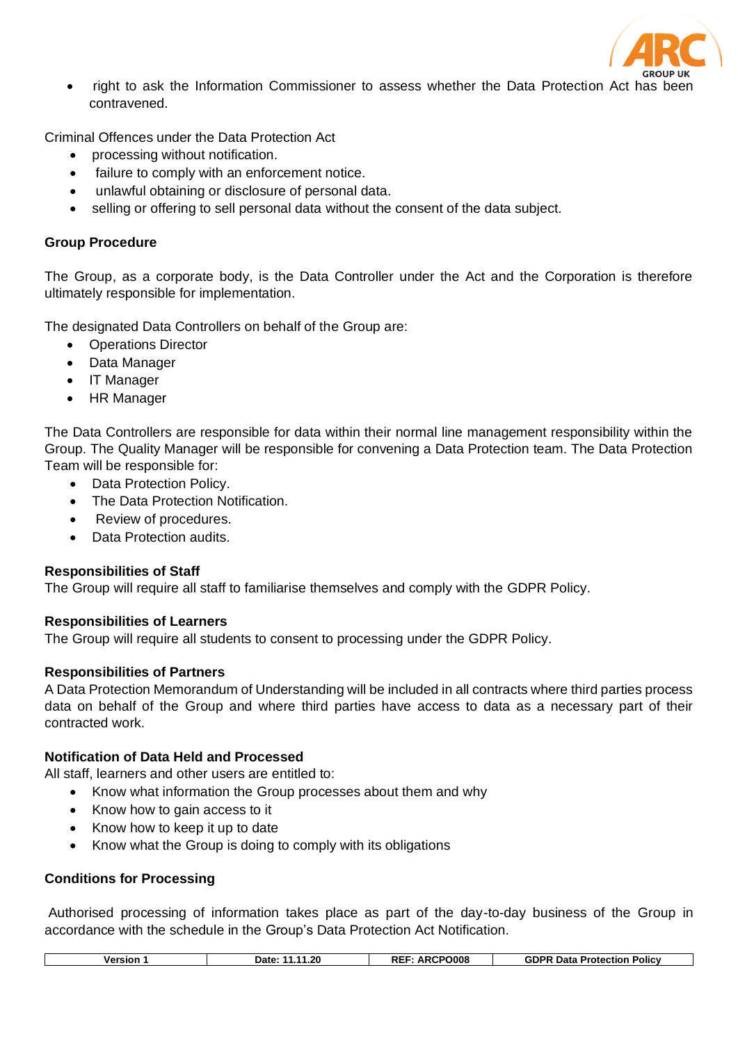- right to ask the Information Commissioner to assess whether the Data Protection Act has been contravened.

Criminal Offences under the Data Protection Act

- processing without notification.
- failure to comply with an enforcement notice.
- unlawful obtaining or disclosure of personal data.
- selling or offering to sell personal data without the consent of the data subject.

**Group Procedure**

The Group, as a corporate body, is the Data Controller under the Act and the Corporation is therefore ultimately responsible for implementation.

The designated Data Controllers on behalf of the Group are:

- Operations Director
- Data Manager
- IT Manager
- HR Manager

The Data Controllers are responsible for data within their normal line management responsibility within the Group. The Quality Manager will be responsible for convening a Data Protection team. The Data Protection Team will be responsible for:

- Data Protection Policy.
- The Data Protection Notification.
- Review of procedures.
- Data Protection audits.

**Responsibilities of Staff**
The Group will require all staff to familiarise themselves and comply with the GDPR Policy.

**Responsibilities of Learners**
The Group will require all students to consent to processing under the GDPR Policy.

**Responsibilities of Partners**
A Data Protection Memorandum of Understanding will be included in all contracts where third parties process data on behalf of the Group and where third parties have access to data as a necessary part of their contracted work.

**Notification of Data Held and Processed**
All staff, learners and other users are entitled to:

- Know what information the Group processes about them and why
- Know how to gain access to it
- Know how to keep it up to date
- Know what the Group is doing to comply with its obligations

**Conditions for Processing**

Authorised processing of information takes place as part of the day-to-day business of the Group in accordance with the schedule in the Group's Data Protection Act Notification.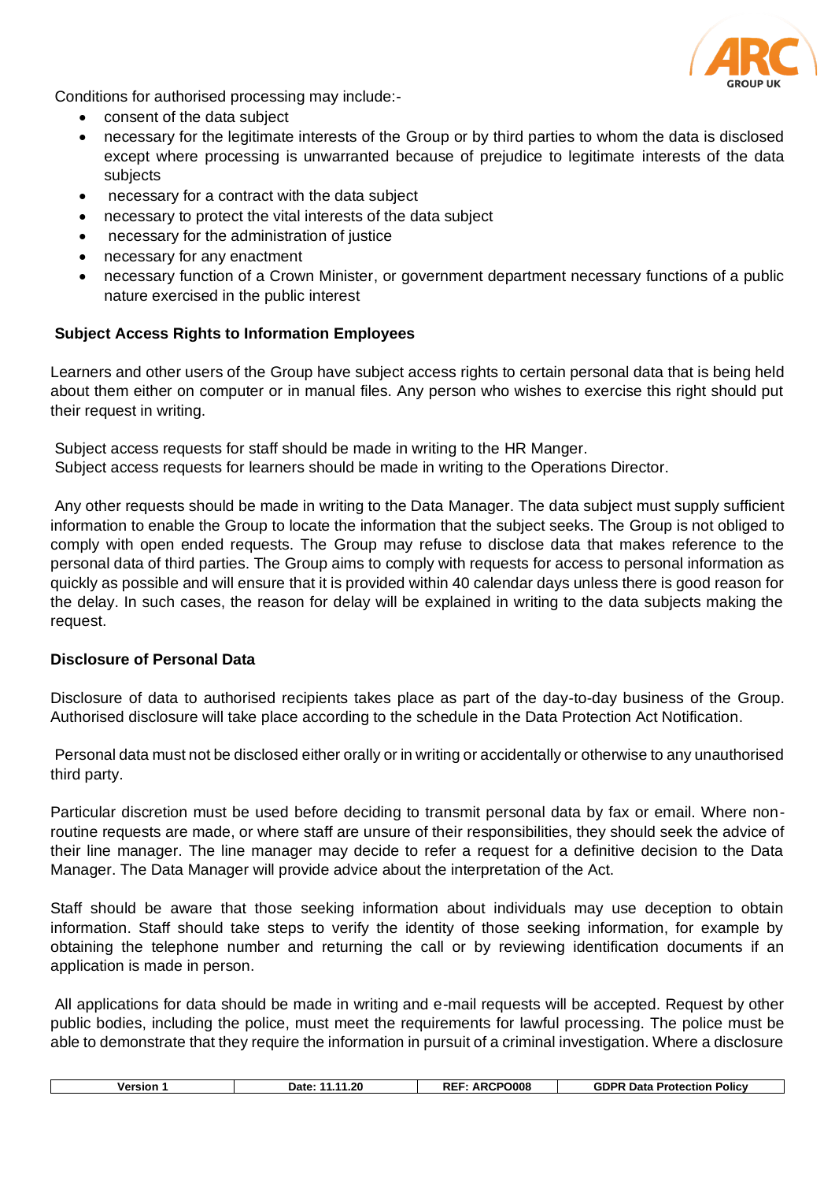Conditions for authorised processing may include:-

- consent of the data subject
- necessary for the legitimate interests of the Group or by third parties to whom the data is disclosed except where processing is unwarranted because of prejudice to legitimate interests of the data subjects
- necessary for a contract with the data subject
- necessary to protect the vital interests of the data subject
- necessary for the administration of justice
- necessary for any enactment
- necessary function of a Crown Minister, or government department necessary functions of a public nature exercised in the public interest

**Subject Access Rights to Information Employees**

Learners and other users of the Group have subject access rights to certain personal data that is being held about them either on computer or in manual files. Any person who wishes to exercise this right should put their request in writing.

Subject access requests for staff should be made in writing to the HR Manger.
Subject access requests for learners should be made in writing to the Operations Director.

Any other requests should be made in writing to the Data Manager. The data subject must supply sufficient information to enable the Group to locate the information that the subject seeks. The Group is not obliged to comply with open ended requests. The Group may refuse to disclose data that makes reference to the personal data of third parties. The Group aims to comply with requests for access to personal information as quickly as possible and will ensure that it is provided within 40 calendar days unless there is good reason for the delay. In such cases, the reason for delay will be explained in writing to the data subjects making the request.

**Disclosure of Personal Data**

Disclosure of data to authorised recipients takes place as part of the day-to-day business of the Group. Authorised disclosure will take place according to the schedule in the Data Protection Act Notification.

Personal data must not be disclosed either orally or in writing or accidentally or otherwise to any unauthorised third party.

Particular discretion must be used before deciding to transmit personal data by fax or email. Where non-routine requests are made, or where staff are unsure of their responsibilities, they should seek the advice of their line manager. The line manager may decide to refer a request for a definitive decision to the Data Manager. The Data Manager will provide advice about the interpretation of the Act.

Staff should be aware that those seeking information about individuals may use deception to obtain information. Staff should take steps to verify the identity of those seeking information, for example by obtaining the telephone number and returning the call or by reviewing identification documents if an application is made in person.

All applications for data should be made in writing and e-mail requests will be accepted. Request by other public bodies, including the police, must meet the requirements for lawful processing. The police must be able to demonstrate that they require the information in pursuit of a criminal investigation. Where a disclosure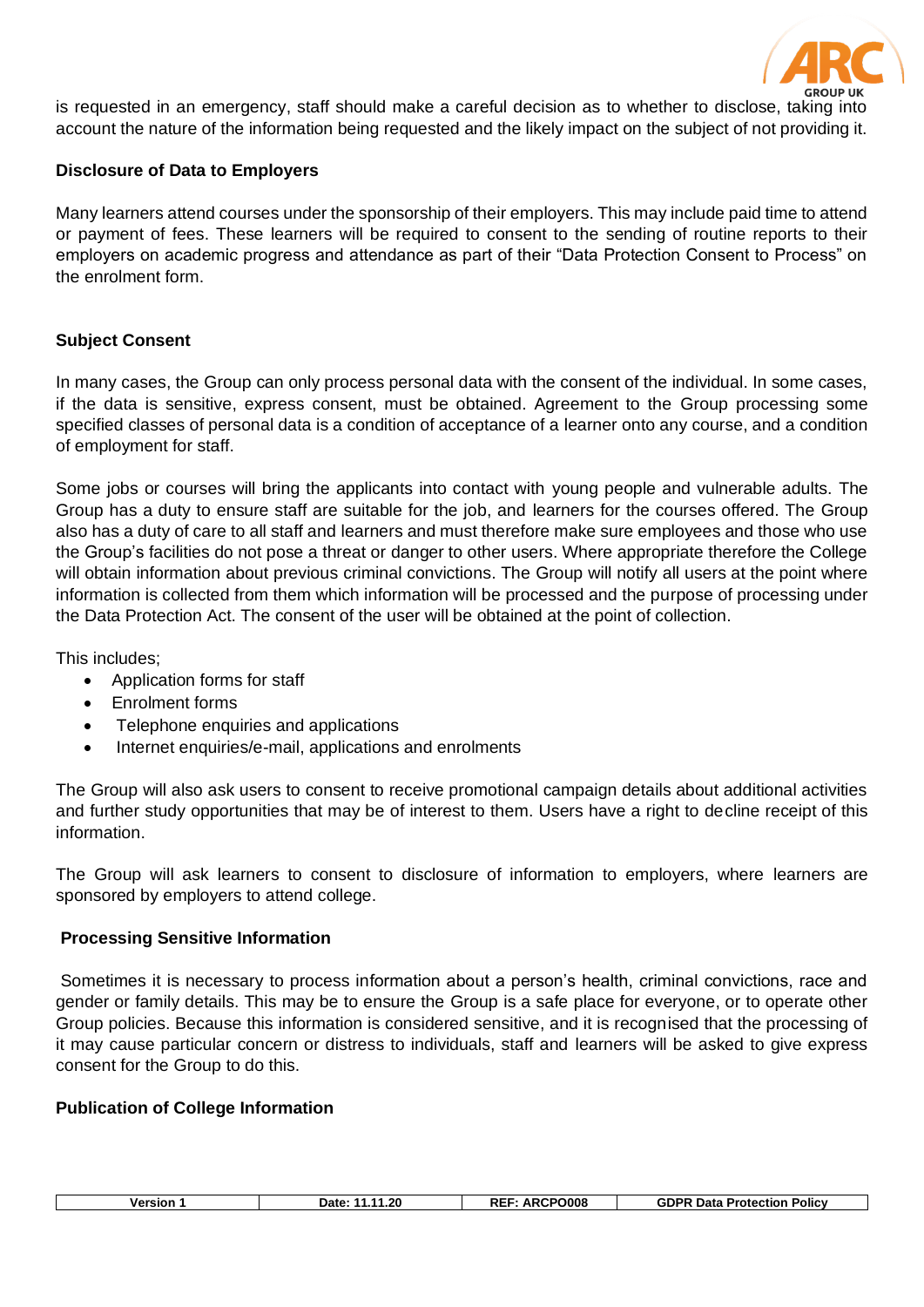is requested in an emergency, staff should make a careful decision as to whether to disclose, taking into account the nature of the information being requested and the likely impact on the subject of not providing it.

**Disclosure of Data to Employers**

Many learners attend courses under the sponsorship of their employers. This may include paid time to attend or payment of fees. These learners will be required to consent to the sending of routine reports to their employers on academic progress and attendance as part of their "Data Protection Consent to Process" on the enrolment form.

**Subject Consent**

In many cases, the Group can only process personal data with the consent of the individual. In some cases, if the data is sensitive, express consent, must be obtained. Agreement to the Group processing some specified classes of personal data is a condition of acceptance of a learner onto any course, and a condition of employment for staff.

Some jobs or courses will bring the applicants into contact with young people and vulnerable adults. The Group has a duty to ensure staff are suitable for the job, and learners for the courses offered. The Group also has a duty of care to all staff and learners and must therefore make sure employees and those who use the Group's facilities do not pose a threat or danger to other users. Where appropriate therefore the College will obtain information about previous criminal convictions. The Group will notify all users at the point where information is collected from them which information will be processed and the purpose of processing under the Data Protection Act. The consent of the user will be obtained at the point of collection.

This includes;

- Application forms for staff
- Enrolment forms
- Telephone enquiries and applications
- Internet enquiries/e-mail, applications and enrolments

The Group will also ask users to consent to receive promotional campaign details about additional activities and further study opportunities that may be of interest to them. Users have a right to decline receipt of this information.

The Group will ask learners to consent to disclosure of information to employers, where learners are sponsored by employers to attend college.

**Processing Sensitive Information**

Sometimes it is necessary to process information about a person's health, criminal convictions, race and gender or family details. This may be to ensure the Group is a safe place for everyone, or to operate other Group policies. Because this information is considered sensitive, and it is recognised that the processing of it may cause particular concern or distress to individuals, staff and learners will be asked to give express consent for the Group to do this.

**Publication of College Information**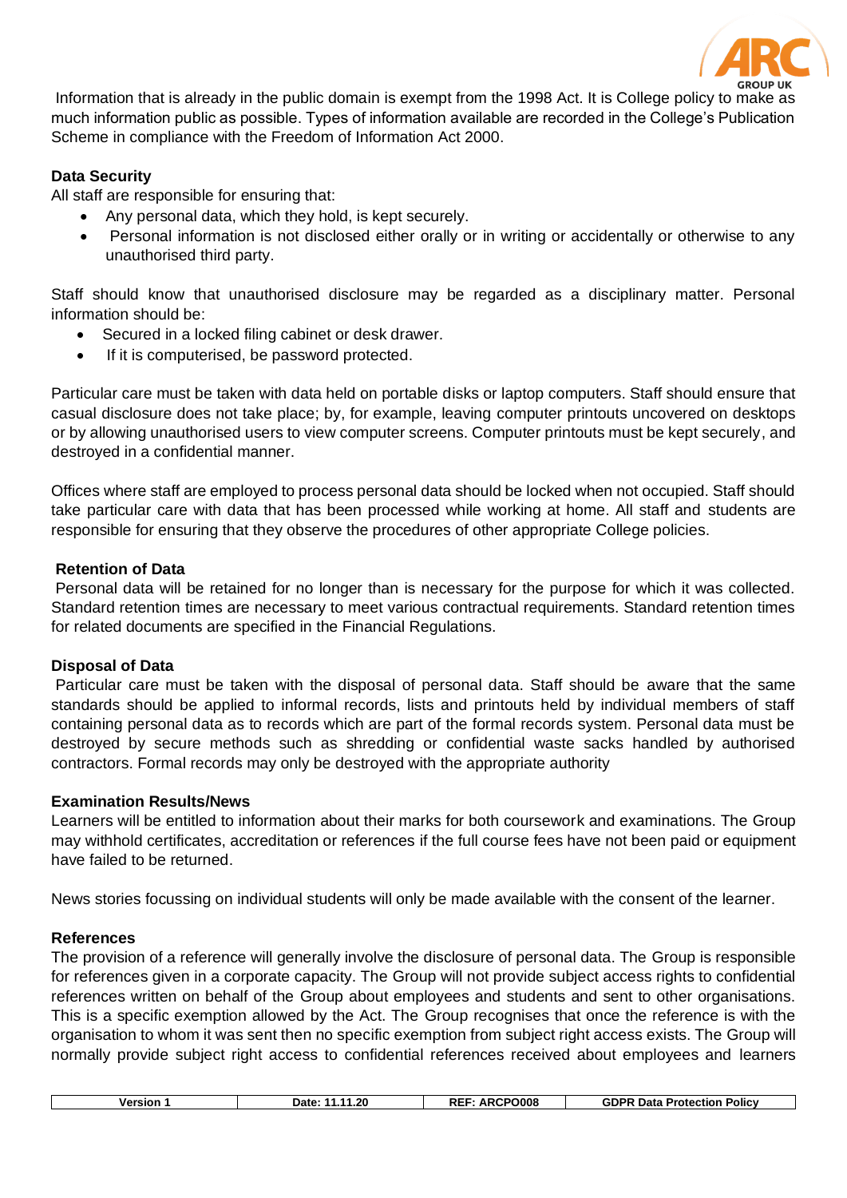Information that is already in the public domain is exempt from the 1998 Act. It is College policy to make as much information public as possible. Types of information available are recorded in the College's Publication Scheme in compliance with the Freedom of Information Act 2000.

**Data Security**

All staff are responsible for ensuring that:

- Any personal data, which they hold, is kept securely.
- Personal information is not disclosed either orally or in writing or accidentally or otherwise to any unauthorised third party.

Staff should know that unauthorised disclosure may be regarded as a disciplinary matter. Personal information should be:

- Secured in a locked filing cabinet or desk drawer.
- If it is computerised, be password protected.

Particular care must be taken with data held on portable disks or laptop computers. Staff should ensure that casual disclosure does not take place; by, for example, leaving computer printouts uncovered on desktops or by allowing unauthorised users to view computer screens. Computer printouts must be kept securely, and destroyed in a confidential manner.

Offices where staff are employed to process personal data should be locked when not occupied. Staff should take particular care with data that has been processed while working at home. All staff and students are responsible for ensuring that they observe the procedures of other appropriate College policies.

**Retention of Data**

Personal data will be retained for no longer than is necessary for the purpose for which it was collected. Standard retention times are necessary to meet various contractual requirements. Standard retention times for related documents are specified in the Financial Regulations.

**Disposal of Data**

Particular care must be taken with the disposal of personal data. Staff should be aware that the same standards should be applied to informal records, lists and printouts held by individual members of staff containing personal data as to records which are part of the formal records system. Personal data must be destroyed by secure methods such as shredding or confidential waste sacks handled by authorised contractors. Formal records may only be destroyed with the appropriate authority

**Examination Results/News**

Learners will be entitled to information about their marks for both coursework and examinations. The Group may withhold certificates, accreditation or references if the full course fees have not been paid or equipment have failed to be returned.

News stories focussing on individual students will only be made available with the consent of the learner.

**References**

The provision of a reference will generally involve the disclosure of personal data. The Group is responsible for references given in a corporate capacity. The Group will not provide subject access rights to confidential references written on behalf of the Group about employees and students and sent to other organisations. This is a specific exemption allowed by the Act. The Group recognises that once the reference is with the organisation to whom it was sent then no specific exemption from subject right access exists. The Group will normally provide subject right access to confidential references received about employees and learners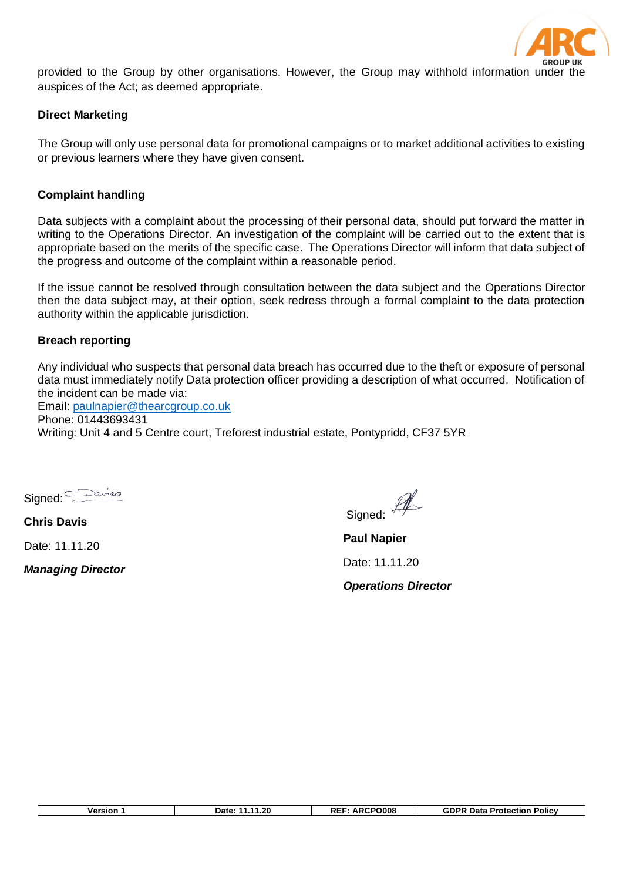provided to the Group by other organisations. However, the Group may withhold information under the auspices of the Act; as deemed appropriate.

**Direct Marketing**

The Group will only use personal data for promotional campaigns or to market additional activities to existing or previous learners where they have given consent.

**Complaint handling**

Data subjects with a complaint about the processing of their personal data, should put forward the matter in writing to the Operations Director. An investigation of the complaint will be carried out to the extent that is appropriate based on the merits of the specific case. The Operations Director will inform that data subject of the progress and outcome of the complaint within a reasonable period.

If the issue cannot be resolved through consultation between the data subject and the Operations Director then the data subject may, at their option, seek redress through a formal complaint to the data protection authority within the applicable jurisdiction.

**Breach reporting**

Any individual who suspects that personal data breach has occurred due to the theft or exposure of personal data must immediately notify Data protection officer providing a description of what occurred. Notification of the incident can be made via:
Email: paulnapier@thearcgroup.co.uk
Phone: 01443693431
Writing: Unit 4 and 5 Centre court, Treforest industrial estate, Pontypridd, CF37 5YR

Signed: C Davies

**Chris Davis**

Date: 11.11.20

***Managing Director***

Signed:

**Paul Napier**

Date: 11.11.20

***Operations Director***

| | | | |
|---|---|---|---|
| **Version 1** | **Date: 11.11.20** | **REF: ARCPO008** | **GDPR Data Protection Policy** |